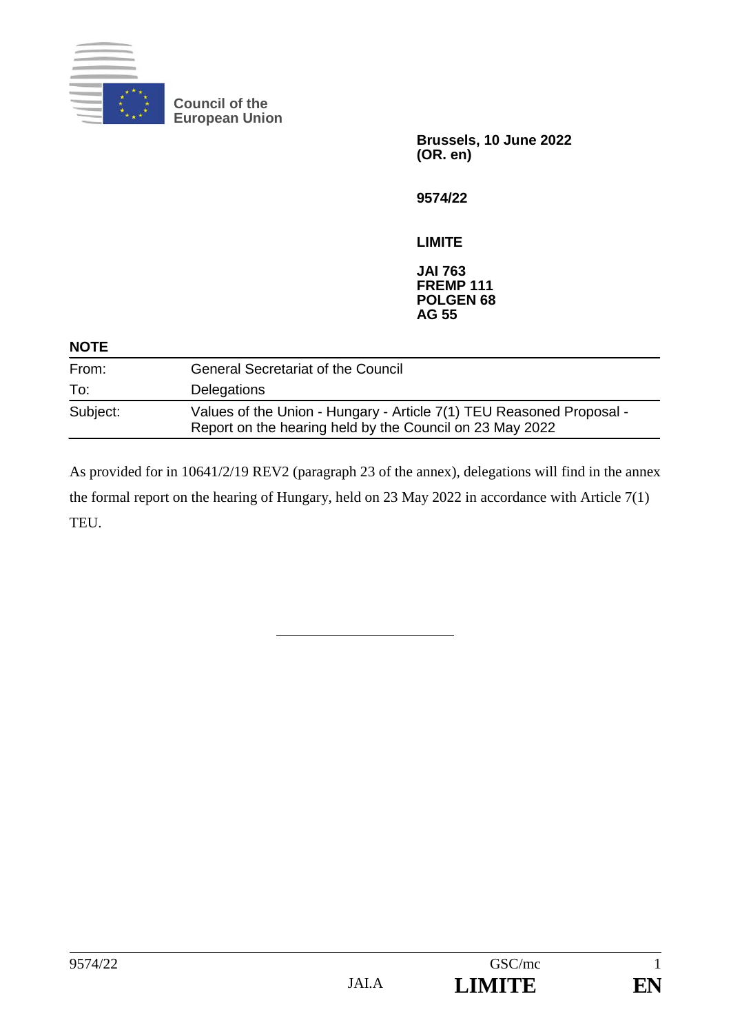**Council of the European Union**

**Brussels, 10 June 2022**
**(OR. en)**

**9574/22**

**LIMITE**

**JAI 763**
**FREMP 111**
**POLGEN 68**
**AG 55**

**NOTE**

| | |
|---|---|
| From: | General Secretariat of the Council |
| To: | Delegations |
| Subject: | Values of the Union - Hungary - Article 7(1) TEU Reasoned Proposal - Report on the hearing held by the Council on 23 May 2022 |

As provided for in 10641/2/19 REV2 (paragraph 23 of the annex), delegations will find in the annex the formal report on the hearing of Hungary, held on 23 May 2022 in accordance with Article 7(1) TEU.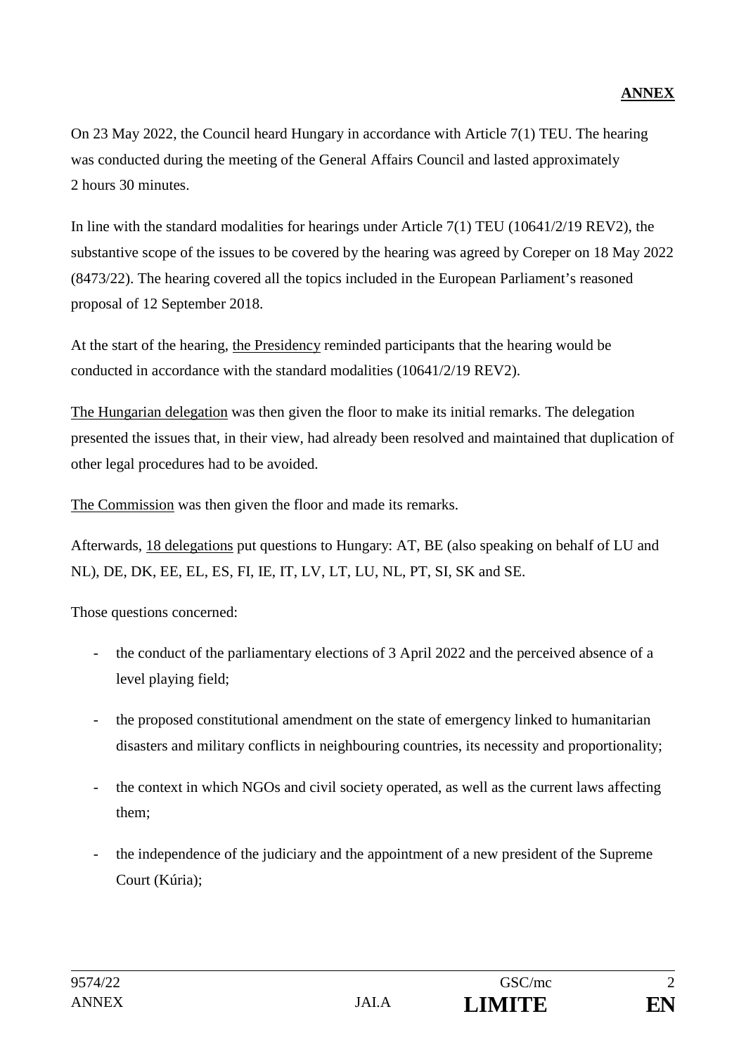**ANNEX**

On 23 May 2022, the Council heard Hungary in accordance with Article 7(1) TEU. The hearing was conducted during the meeting of the General Affairs Council and lasted approximately 2 hours 30 minutes.

In line with the standard modalities for hearings under Article 7(1) TEU (10641/2/19 REV2), the substantive scope of the issues to be covered by the hearing was agreed by Coreper on 18 May 2022 (8473/22). The hearing covered all the topics included in the European Parliament's reasoned proposal of 12 September 2018.

At the start of the hearing, the Presidency reminded participants that the hearing would be conducted in accordance with the standard modalities (10641/2/19 REV2).

The Hungarian delegation was then given the floor to make its initial remarks. The delegation presented the issues that, in their view, had already been resolved and maintained that duplication of other legal procedures had to be avoided.

The Commission was then given the floor and made its remarks.

Afterwards, 18 delegations put questions to Hungary: AT, BE (also speaking on behalf of LU and NL), DE, DK, EE, EL, ES, FI, IE, IT, LV, LT, LU, NL, PT, SI, SK and SE.

Those questions concerned:

- the conduct of the parliamentary elections of 3 April 2022 and the perceived absence of a level playing field;
- the proposed constitutional amendment on the state of emergency linked to humanitarian disasters and military conflicts in neighbouring countries, its necessity and proportionality;
- the context in which NGOs and civil society operated, as well as the current laws affecting them;
- the independence of the judiciary and the appointment of a new president of the Supreme Court (Kúria);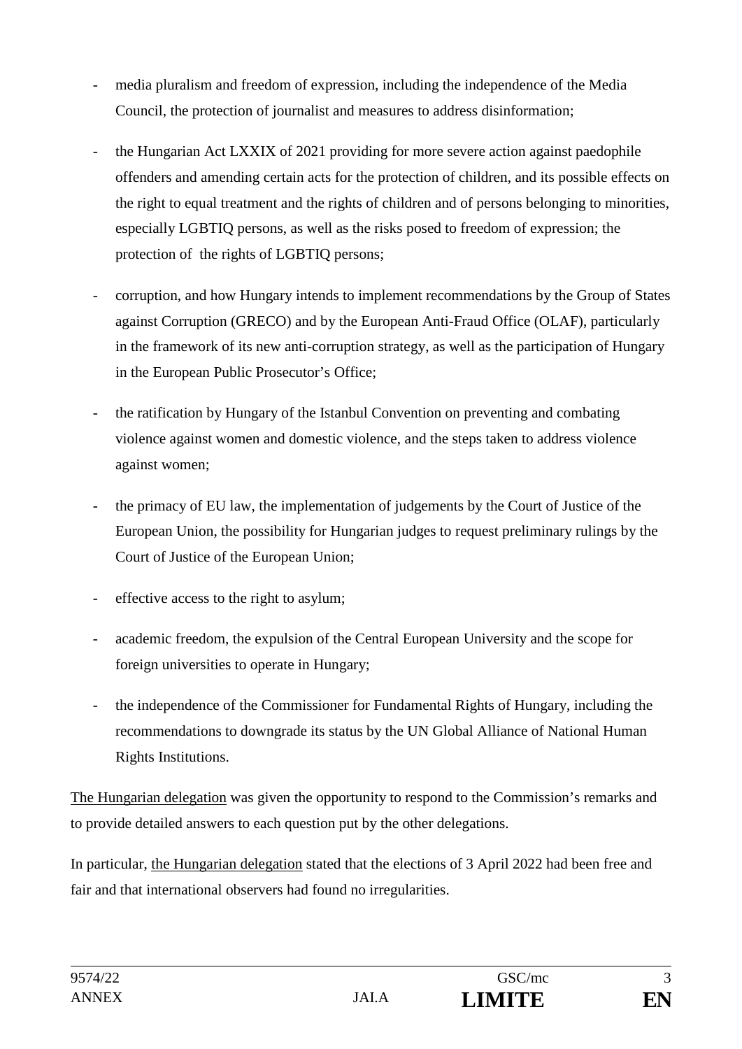- media pluralism and freedom of expression, including the independence of the Media Council, the protection of journalist and measures to address disinformation;
- the Hungarian Act LXXIX of 2021 providing for more severe action against paedophile offenders and amending certain acts for the protection of children, and its possible effects on the right to equal treatment and the rights of children and of persons belonging to minorities, especially LGBTIQ persons, as well as the risks posed to freedom of expression; the protection of the rights of LGBTIQ persons;
- corruption, and how Hungary intends to implement recommendations by the Group of States against Corruption (GRECO) and by the European Anti-Fraud Office (OLAF), particularly in the framework of its new anti-corruption strategy, as well as the participation of Hungary in the European Public Prosecutor's Office;
- the ratification by Hungary of the Istanbul Convention on preventing and combating violence against women and domestic violence, and the steps taken to address violence against women;
- the primacy of EU law, the implementation of judgements by the Court of Justice of the European Union, the possibility for Hungarian judges to request preliminary rulings by the Court of Justice of the European Union;
- effective access to the right to asylum;
- academic freedom, the expulsion of the Central European University and the scope for foreign universities to operate in Hungary;
- the independence of the Commissioner for Fundamental Rights of Hungary, including the recommendations to downgrade its status by the UN Global Alliance of National Human Rights Institutions.

The Hungarian delegation was given the opportunity to respond to the Commission's remarks and to provide detailed answers to each question put by the other delegations.

In particular, the Hungarian delegation stated that the elections of 3 April 2022 had been free and fair and that international observers had found no irregularities.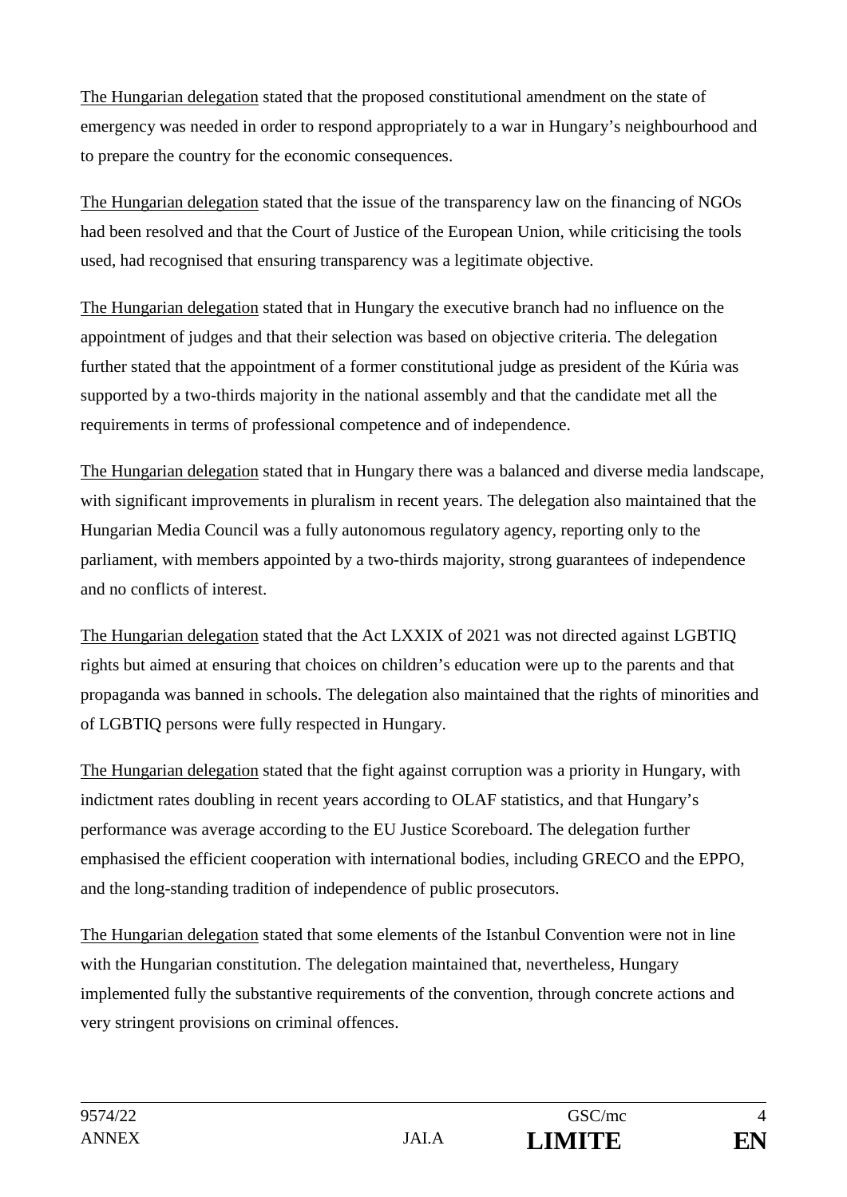<u>The Hungarian delegation</u> stated that the proposed constitutional amendment on the state of emergency was needed in order to respond appropriately to a war in Hungary's neighbourhood and to prepare the country for the economic consequences.

<u>The Hungarian delegation</u> stated that the issue of the transparency law on the financing of NGOs had been resolved and that the Court of Justice of the European Union, while criticising the tools used, had recognised that ensuring transparency was a legitimate objective.

<u>The Hungarian delegation</u> stated that in Hungary the executive branch had no influence on the appointment of judges and that their selection was based on objective criteria. The delegation further stated that the appointment of a former constitutional judge as president of the Kúria was supported by a two-thirds majority in the national assembly and that the candidate met all the requirements in terms of professional competence and of independence.

<u>The Hungarian delegation</u> stated that in Hungary there was a balanced and diverse media landscape, with significant improvements in pluralism in recent years. The delegation also maintained that the Hungarian Media Council was a fully autonomous regulatory agency, reporting only to the parliament, with members appointed by a two-thirds majority, strong guarantees of independence and no conflicts of interest.

<u>The Hungarian delegation</u> stated that the Act LXXIX of 2021 was not directed against LGBTIQ rights but aimed at ensuring that choices on children's education were up to the parents and that propaganda was banned in schools. The delegation also maintained that the rights of minorities and of LGBTIQ persons were fully respected in Hungary.

<u>The Hungarian delegation</u> stated that the fight against corruption was a priority in Hungary, with indictment rates doubling in recent years according to OLAF statistics, and that Hungary's performance was average according to the EU Justice Scoreboard. The delegation further emphasised the efficient cooperation with international bodies, including GRECO and the EPPO, and the long-standing tradition of independence of public prosecutors.

<u>The Hungarian delegation</u> stated that some elements of the Istanbul Convention were not in line with the Hungarian constitution. The delegation maintained that, nevertheless, Hungary implemented fully the substantive requirements of the convention, through concrete actions and very stringent provisions on criminal offences.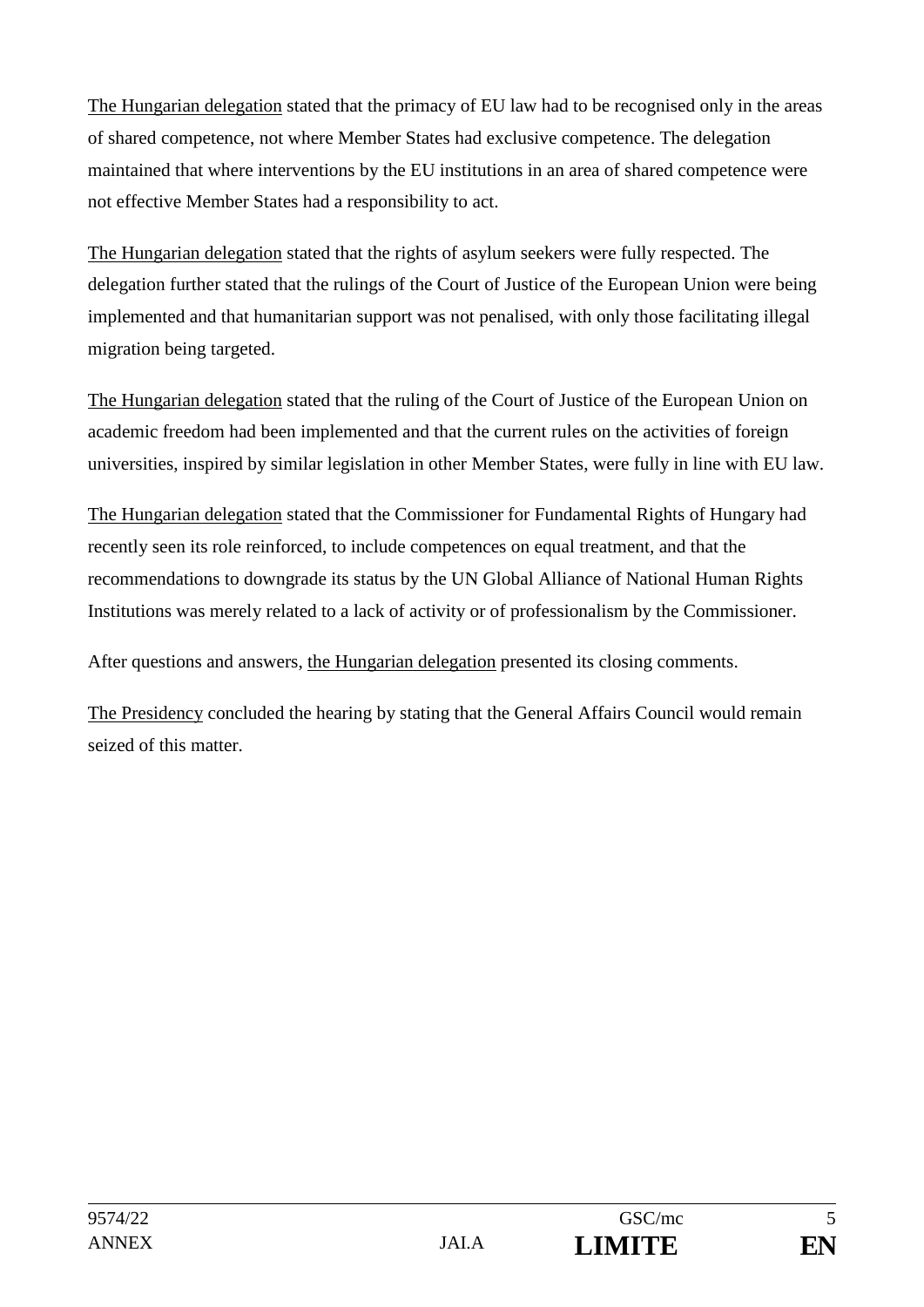The Hungarian delegation stated that the primacy of EU law had to be recognised only in the areas of shared competence, not where Member States had exclusive competence. The delegation maintained that where interventions by the EU institutions in an area of shared competence were not effective Member States had a responsibility to act.

The Hungarian delegation stated that the rights of asylum seekers were fully respected. The delegation further stated that the rulings of the Court of Justice of the European Union were being implemented and that humanitarian support was not penalised, with only those facilitating illegal migration being targeted.

The Hungarian delegation stated that the ruling of the Court of Justice of the European Union on academic freedom had been implemented and that the current rules on the activities of foreign universities, inspired by similar legislation in other Member States, were fully in line with EU law.

The Hungarian delegation stated that the Commissioner for Fundamental Rights of Hungary had recently seen its role reinforced, to include competences on equal treatment, and that the recommendations to downgrade its status by the UN Global Alliance of National Human Rights Institutions was merely related to a lack of activity or of professionalism by the Commissioner.

After questions and answers, the Hungarian delegation presented its closing comments.

The Presidency concluded the hearing by stating that the General Affairs Council would remain seized of this matter.